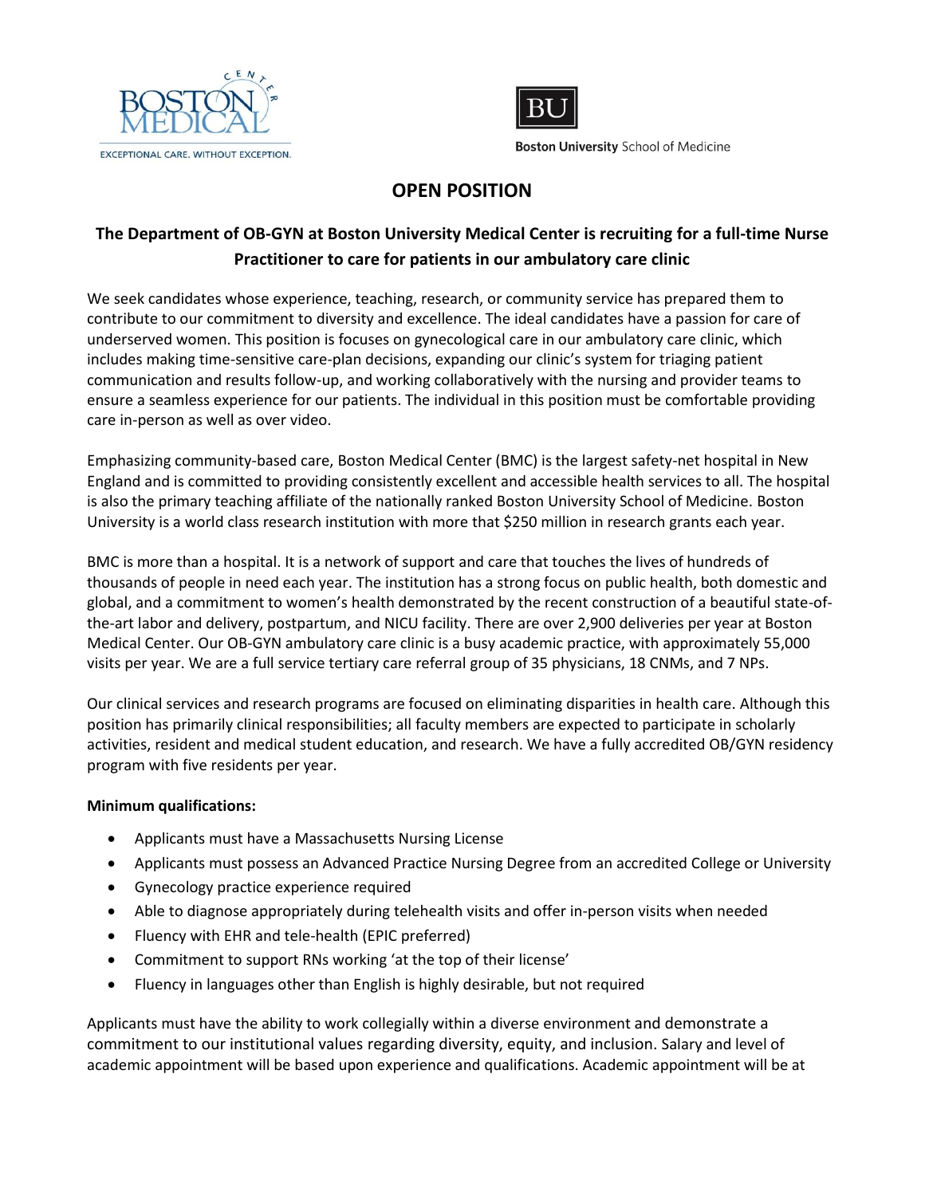Boston Medical Center — EXCEPTIONAL CARE. WITHOUT EXCEPTION.

BU Boston University School of Medicine

# OPEN POSITION

## The Department of OB-GYN at Boston University Medical Center is recruiting for a full-time Nurse Practitioner to care for patients in our ambulatory care clinic

We seek candidates whose experience, teaching, research, or community service has prepared them to contribute to our commitment to diversity and excellence. The ideal candidates have a passion for care of underserved women. This position is focuses on gynecological care in our ambulatory care clinic, which includes making time-sensitive care-plan decisions, expanding our clinic's system for triaging patient communication and results follow-up, and working collaboratively with the nursing and provider teams to ensure a seamless experience for our patients. The individual in this position must be comfortable providing care in-person as well as over video.

Emphasizing community-based care, Boston Medical Center (BMC) is the largest safety-net hospital in New England and is committed to providing consistently excellent and accessible health services to all. The hospital is also the primary teaching affiliate of the nationally ranked Boston University School of Medicine. Boston University is a world class research institution with more that $250 million in research grants each year.

BMC is more than a hospital. It is a network of support and care that touches the lives of hundreds of thousands of people in need each year. The institution has a strong focus on public health, both domestic and global, and a commitment to women's health demonstrated by the recent construction of a beautiful state-of-the-art labor and delivery, postpartum, and NICU facility. There are over 2,900 deliveries per year at Boston Medical Center. Our OB-GYN ambulatory care clinic is a busy academic practice, with approximately 55,000 visits per year. We are a full service tertiary care referral group of 35 physicians, 18 CNMs, and 7 NPs.

Our clinical services and research programs are focused on eliminating disparities in health care. Although this position has primarily clinical responsibilities; all faculty members are expected to participate in scholarly activities, resident and medical student education, and research. We have a fully accredited OB/GYN residency program with five residents per year.

**Minimum qualifications:**

- Applicants must have a Massachusetts Nursing License
- Applicants must possess an Advanced Practice Nursing Degree from an accredited College or University
- Gynecology practice experience required
- Able to diagnose appropriately during telehealth visits and offer in-person visits when needed
- Fluency with EHR and tele-health (EPIC preferred)
- Commitment to support RNs working 'at the top of their license'
- Fluency in languages other than English is highly desirable, but not required

Applicants must have the ability to work collegially within a diverse environment and demonstrate a commitment to our institutional values regarding diversity, equity, and inclusion. Salary and level of academic appointment will be based upon experience and qualifications. Academic appointment will be at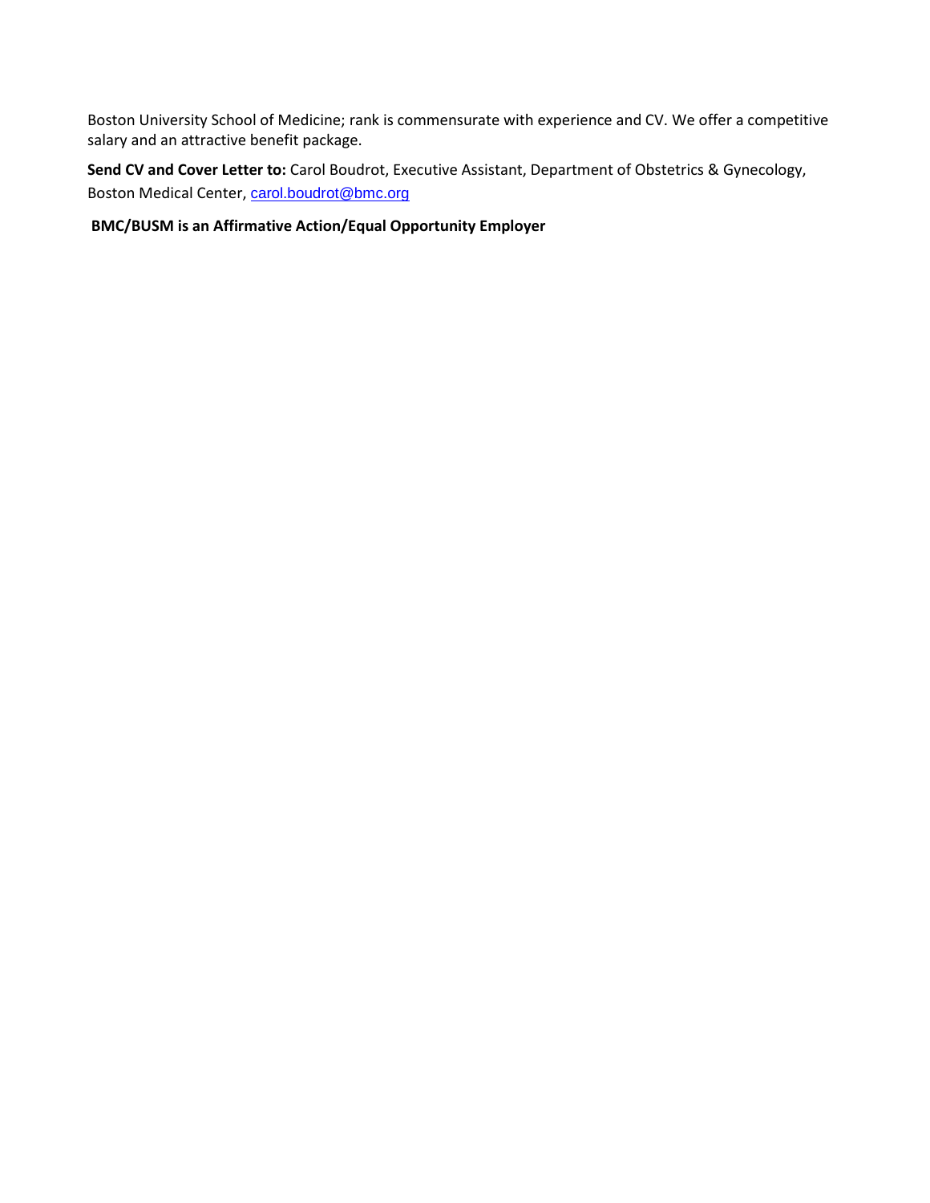Boston University School of Medicine; rank is commensurate with experience and CV. We offer a competitive salary and an attractive benefit package.

**Send CV and Cover Letter to:** Carol Boudrot, Executive Assistant, Department of Obstetrics & Gynecology, Boston Medical Center, carol.boudrot@bmc.org

**BMC/BUSM is an Affirmative Action/Equal Opportunity Employer**